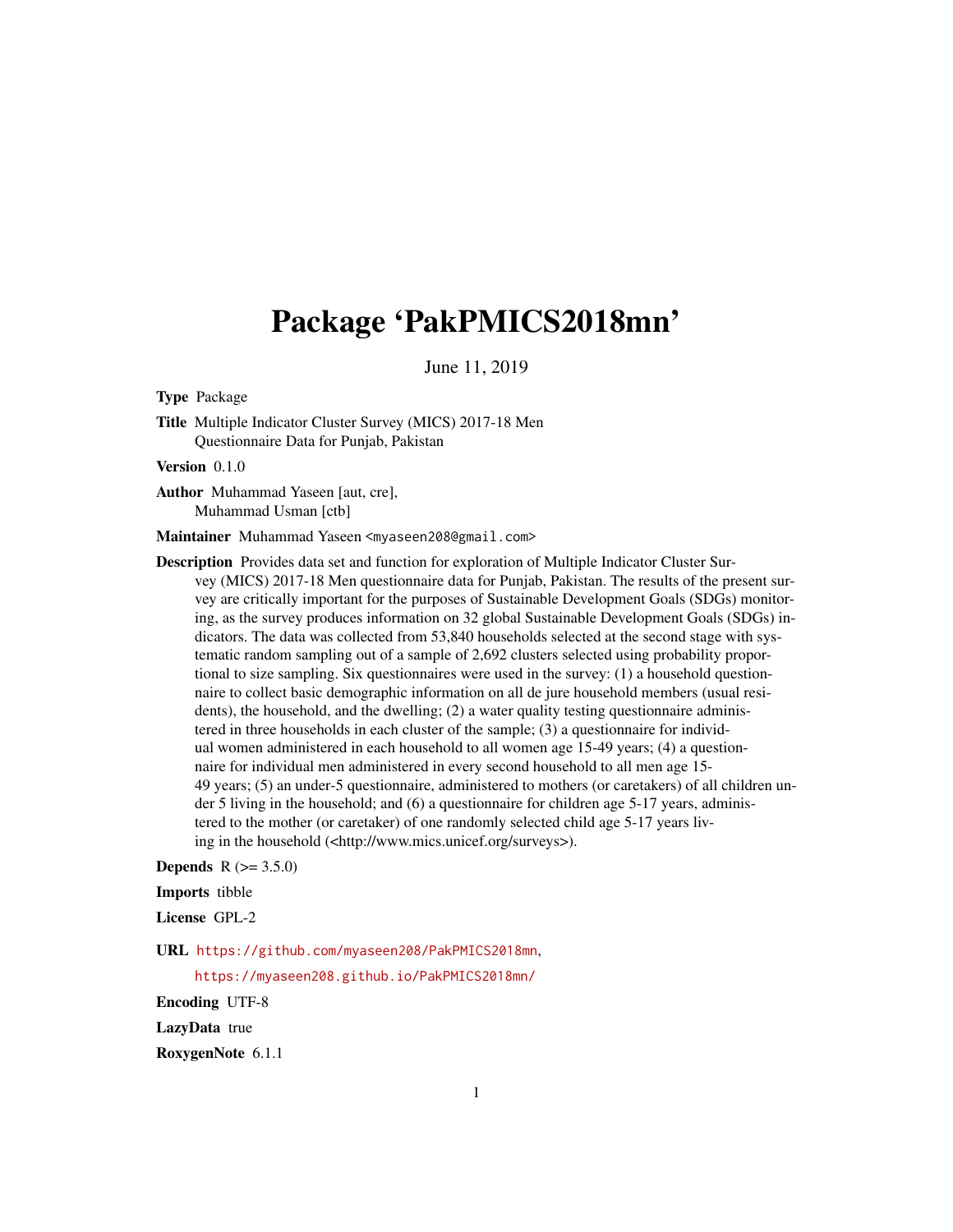# Package 'PakPMICS2018mn'

June 11, 2019

**Type** Package

**Title** Multiple Indicator Cluster Survey (MICS) 2017-18 Men Questionnaire Data for Punjab, Pakistan

**Version** 0.1.0

**Author** Muhammad Yaseen [aut, cre], Muhammad Usman [ctb]

**Maintainer** Muhammad Yaseen <myaseen208@gmail.com>

**Description** Provides data set and function for exploration of Multiple Indicator Cluster Survey (MICS) 2017-18 Men questionnaire data for Punjab, Pakistan. The results of the present survey are critically important for the purposes of Sustainable Development Goals (SDGs) monitoring, as the survey produces information on 32 global Sustainable Development Goals (SDGs) indicators. The data was collected from 53,840 households selected at the second stage with systematic random sampling out of a sample of 2,692 clusters selected using probability proportional to size sampling. Six questionnaires were used in the survey: (1) a household questionnaire to collect basic demographic information on all de jure household members (usual residents), the household, and the dwelling; (2) a water quality testing questionnaire administered in three households in each cluster of the sample; (3) a questionnaire for individual women administered in each household to all women age 15-49 years; (4) a questionnaire for individual men administered in every second household to all men age 15-49 years; (5) an under-5 questionnaire, administered to mothers (or caretakers) of all children under 5 living in the household; and (6) a questionnaire for children age 5-17 years, administered to the mother (or caretaker) of one randomly selected child age 5-17 years living in the household (<http://www.mics.unicef.org/surveys>).

**Depends** R (>= 3.5.0)

**Imports** tibble

**License** GPL-2

**URL** https://github.com/myaseen208/PakPMICS2018mn, https://myaseen208.github.io/PakPMICS2018mn/

**Encoding** UTF-8

**LazyData** true

**RoxygenNote** 6.1.1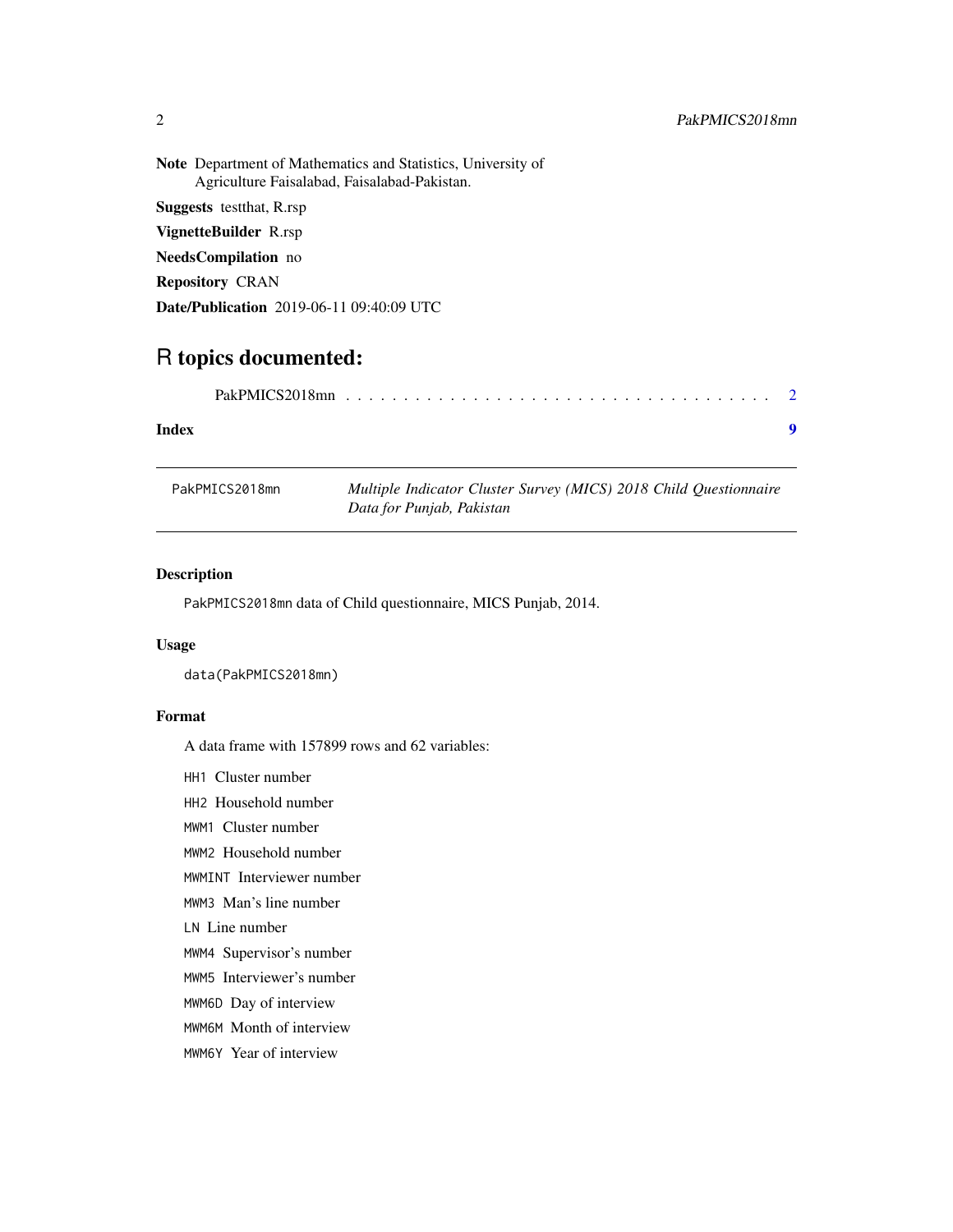**Note** Department of Mathematics and Statistics, University of Agriculture Faisalabad, Faisalabad-Pakistan.

**Suggests** testthat, R.rsp

**VignetteBuilder** R.rsp

**NeedsCompilation** no

**Repository** CRAN

**Date/Publication** 2019-06-11 09:40:09 UTC

# R topics documented:

PakPMICS2018mn . . . . . . . . . . . . . . . . . . . . . . . . . . . . . . . . . . . 2

**Index** **9**

---

`PakPMICS2018mn` *Multiple Indicator Cluster Survey (MICS) 2018 Child Questionnaire Data for Punjab, Pakistan*

---

### Description

`PakPMICS2018mn` data of Child questionnaire, MICS Punjab, 2014.

### Usage

```
data(PakPMICS2018mn)
```

### Format

A data frame with 157899 rows and 62 variables:

`HH1` Cluster number

`HH2` Household number

`MWM1` Cluster number

`MWM2` Household number

`MWMINT` Interviewer number

`MWM3` Man's line number

`LN` Line number

`MWM4` Supervisor's number

`MWM5` Interviewer's number

`MWM6D` Day of interview

`MWM6M` Month of interview

`MWM6Y` Year of interview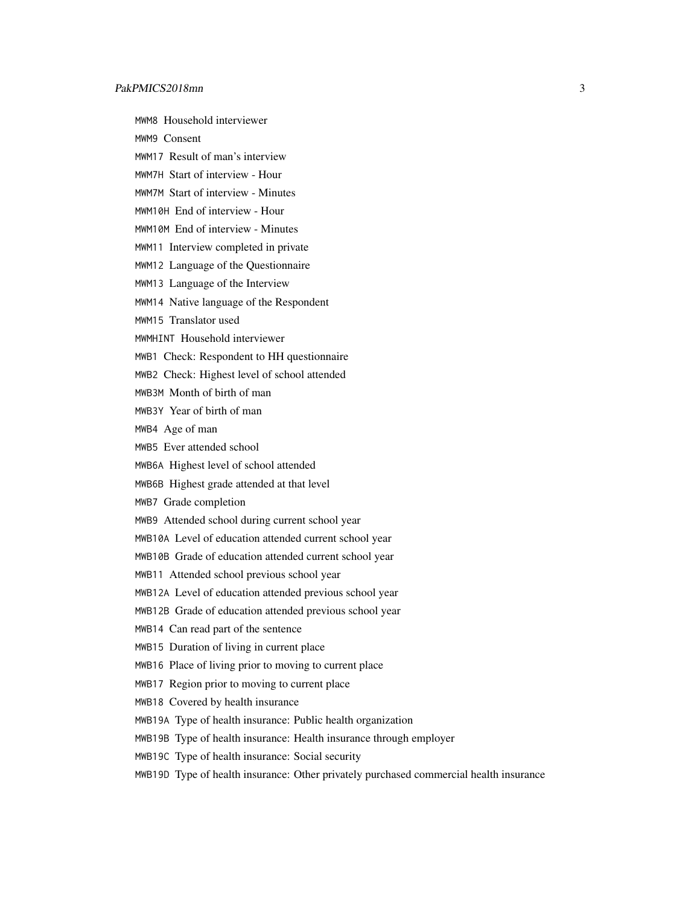`MWM8` Household interviewer

`MWM9` Consent

`MWM17` Result of man's interview

`MWM7H` Start of interview - Hour

`MWM7M` Start of interview - Minutes

`MWM10H` End of interview - Hour

`MWM10M` End of interview - Minutes

`MWM11` Interview completed in private

`MWM12` Language of the Questionnaire

`MWM13` Language of the Interview

`MWM14` Native language of the Respondent

`MWM15` Translator used

`MWMHINT` Household interviewer

`MWB1` Check: Respondent to HH questionnaire

`MWB2` Check: Highest level of school attended

`MWB3M` Month of birth of man

`MWB3Y` Year of birth of man

`MWB4` Age of man

`MWB5` Ever attended school

`MWB6A` Highest level of school attended

`MWB6B` Highest grade attended at that level

`MWB7` Grade completion

`MWB9` Attended school during current school year

`MWB10A` Level of education attended current school year

`MWB10B` Grade of education attended current school year

`MWB11` Attended school previous school year

`MWB12A` Level of education attended previous school year

`MWB12B` Grade of education attended previous school year

`MWB14` Can read part of the sentence

`MWB15` Duration of living in current place

`MWB16` Place of living prior to moving to current place

`MWB17` Region prior to moving to current place

`MWB18` Covered by health insurance

`MWB19A` Type of health insurance: Public health organization

`MWB19B` Type of health insurance: Health insurance through employer

`MWB19C` Type of health insurance: Social security

`MWB19D` Type of health insurance: Other privately purchased commercial health insurance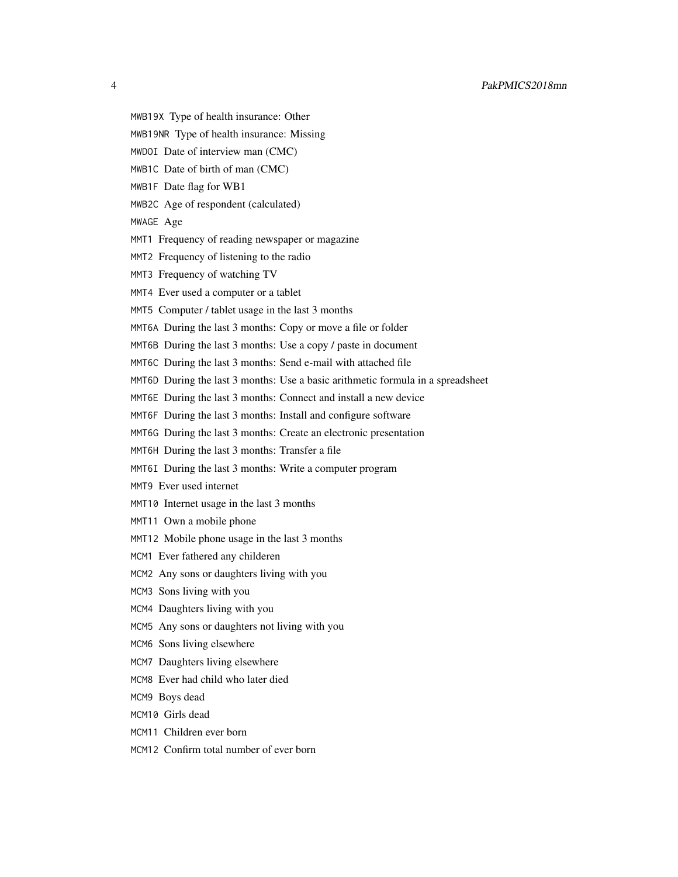`MWB19X` Type of health insurance: Other

`MWB19NR` Type of health insurance: Missing

`MWDOI` Date of interview man (CMC)

`MWB1C` Date of birth of man (CMC)

`MWB1F` Date flag for WB1

`MWB2C` Age of respondent (calculated)

`MWAGE` Age

`MMT1` Frequency of reading newspaper or magazine

`MMT2` Frequency of listening to the radio

`MMT3` Frequency of watching TV

`MMT4` Ever used a computer or a tablet

`MMT5` Computer / tablet usage in the last 3 months

`MMT6A` During the last 3 months: Copy or move a file or folder

`MMT6B` During the last 3 months: Use a copy / paste in document

`MMT6C` During the last 3 months: Send e-mail with attached file

`MMT6D` During the last 3 months: Use a basic arithmetic formula in a spreadsheet

`MMT6E` During the last 3 months: Connect and install a new device

`MMT6F` During the last 3 months: Install and configure software

`MMT6G` During the last 3 months: Create an electronic presentation

`MMT6H` During the last 3 months: Transfer a file

`MMT6I` During the last 3 months: Write a computer program

`MMT9` Ever used internet

`MMT10` Internet usage in the last 3 months

`MMT11` Own a mobile phone

`MMT12` Mobile phone usage in the last 3 months

`MCM1` Ever fathered any childeren

`MCM2` Any sons or daughters living with you

`MCM3` Sons living with you

`MCM4` Daughters living with you

`MCM5` Any sons or daughters not living with you

`MCM6` Sons living elsewhere

`MCM7` Daughters living elsewhere

`MCM8` Ever had child who later died

`MCM9` Boys dead

`MCM10` Girls dead

`MCM11` Children ever born

`MCM12` Confirm total number of ever born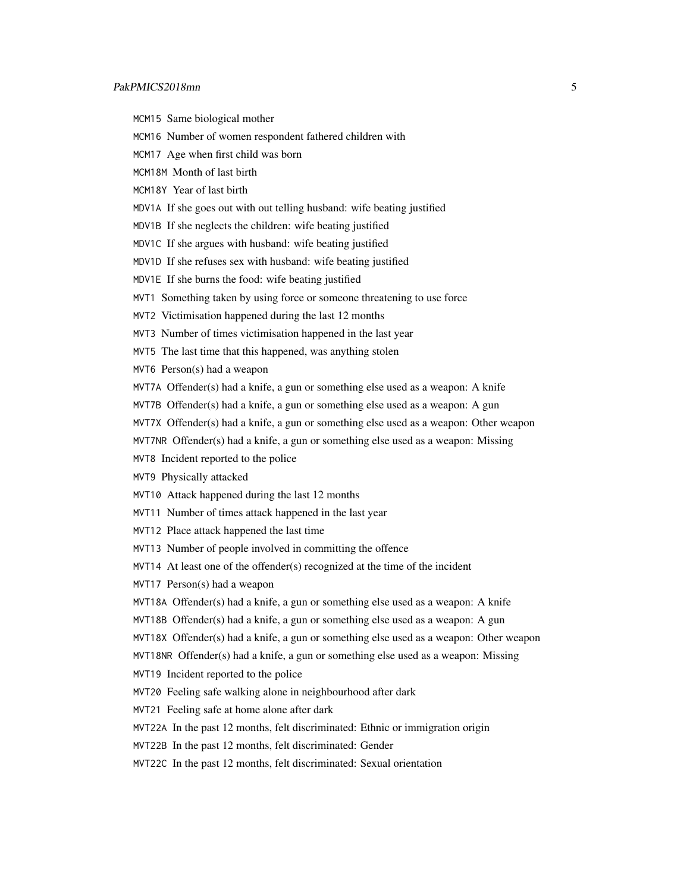MCM15 Same biological mother

MCM16 Number of women respondent fathered children with

MCM17 Age when first child was born

MCM18M Month of last birth

MCM18Y Year of last birth

MDV1A If she goes out with out telling husband: wife beating justified

MDV1B If she neglects the children: wife beating justified

MDV1C If she argues with husband: wife beating justified

MDV1D If she refuses sex with husband: wife beating justified

MDV1E If she burns the food: wife beating justified

MVT1 Something taken by using force or someone threatening to use force

MVT2 Victimisation happened during the last 12 months

MVT3 Number of times victimisation happened in the last year

MVT5 The last time that this happened, was anything stolen

MVT6 Person(s) had a weapon

MVT7A Offender(s) had a knife, a gun or something else used as a weapon: A knife

MVT7B Offender(s) had a knife, a gun or something else used as a weapon: A gun

MVT7X Offender(s) had a knife, a gun or something else used as a weapon: Other weapon

MVT7NR Offender(s) had a knife, a gun or something else used as a weapon: Missing

MVT8 Incident reported to the police

MVT9 Physically attacked

MVT10 Attack happened during the last 12 months

MVT11 Number of times attack happened in the last year

MVT12 Place attack happened the last time

MVT13 Number of people involved in committing the offence

MVT14 At least one of the offender(s) recognized at the time of the incident

MVT17 Person(s) had a weapon

MVT18A Offender(s) had a knife, a gun or something else used as a weapon: A knife

MVT18B Offender(s) had a knife, a gun or something else used as a weapon: A gun

MVT18X Offender(s) had a knife, a gun or something else used as a weapon: Other weapon

MVT18NR Offender(s) had a knife, a gun or something else used as a weapon: Missing

MVT19 Incident reported to the police

MVT20 Feeling safe walking alone in neighbourhood after dark

MVT21 Feeling safe at home alone after dark

MVT22A In the past 12 months, felt discriminated: Ethnic or immigration origin

MVT22B In the past 12 months, felt discriminated: Gender

MVT22C In the past 12 months, felt discriminated: Sexual orientation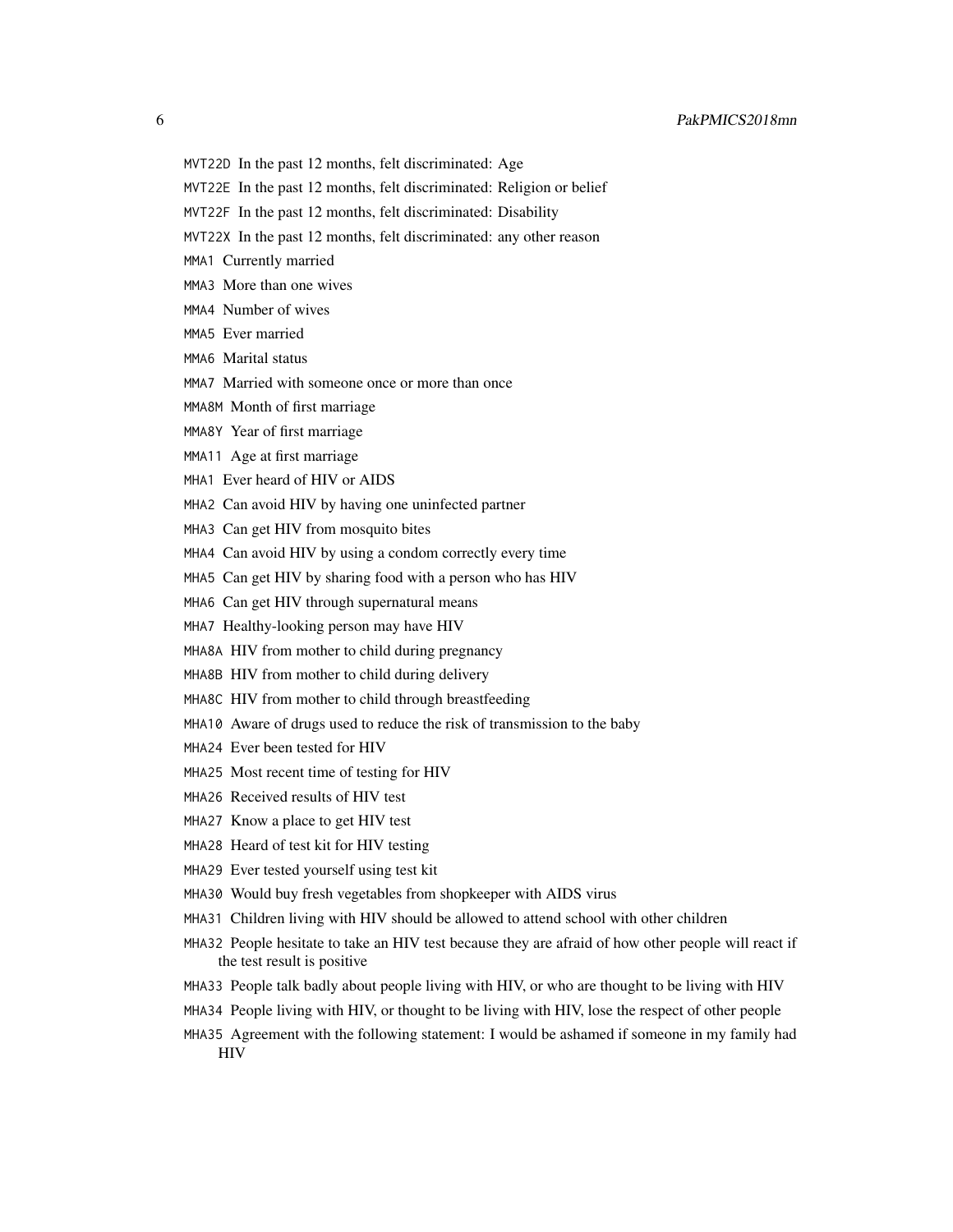`MVT22D` In the past 12 months, felt discriminated: Age

`MVT22E` In the past 12 months, felt discriminated: Religion or belief

`MVT22F` In the past 12 months, felt discriminated: Disability

`MVT22X` In the past 12 months, felt discriminated: any other reason

`MMA1` Currently married

`MMA3` More than one wives

`MMA4` Number of wives

`MMA5` Ever married

`MMA6` Marital status

`MMA7` Married with someone once or more than once

`MMA8M` Month of first marriage

`MMA8Y` Year of first marriage

`MMA11` Age at first marriage

`MHA1` Ever heard of HIV or AIDS

`MHA2` Can avoid HIV by having one uninfected partner

`MHA3` Can get HIV from mosquito bites

`MHA4` Can avoid HIV by using a condom correctly every time

`MHA5` Can get HIV by sharing food with a person who has HIV

`MHA6` Can get HIV through supernatural means

`MHA7` Healthy-looking person may have HIV

`MHA8A` HIV from mother to child during pregnancy

`MHA8B` HIV from mother to child during delivery

`MHA8C` HIV from mother to child through breastfeeding

`MHA10` Aware of drugs used to reduce the risk of transmission to the baby

`MHA24` Ever been tested for HIV

`MHA25` Most recent time of testing for HIV

`MHA26` Received results of HIV test

`MHA27` Know a place to get HIV test

`MHA28` Heard of test kit for HIV testing

`MHA29` Ever tested yourself using test kit

`MHA30` Would buy fresh vegetables from shopkeeper with AIDS virus

`MHA31` Children living with HIV should be allowed to attend school with other children

`MHA32` People hesitate to take an HIV test because they are afraid of how other people will react if the test result is positive

`MHA33` People talk badly about people living with HIV, or who are thought to be living with HIV

`MHA34` People living with HIV, or thought to be living with HIV, lose the respect of other people

`MHA35` Agreement with the following statement: I would be ashamed if someone in my family had HIV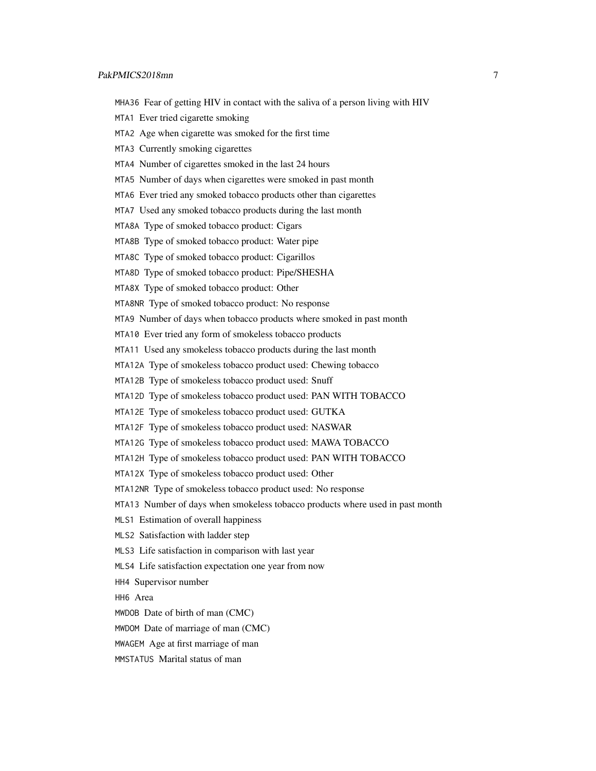`MHA36` Fear of getting HIV in contact with the saliva of a person living with HIV

`MTA1` Ever tried cigarette smoking

`MTA2` Age when cigarette was smoked for the first time

`MTA3` Currently smoking cigarettes

`MTA4` Number of cigarettes smoked in the last 24 hours

`MTA5` Number of days when cigarettes were smoked in past month

`MTA6` Ever tried any smoked tobacco products other than cigarettes

`MTA7` Used any smoked tobacco products during the last month

`MTA8A` Type of smoked tobacco product: Cigars

`MTA8B` Type of smoked tobacco product: Water pipe

`MTA8C` Type of smoked tobacco product: Cigarillos

`MTA8D` Type of smoked tobacco product: Pipe/SHESHA

`MTA8X` Type of smoked tobacco product: Other

`MTA8NR` Type of smoked tobacco product: No response

`MTA9` Number of days when tobacco products where smoked in past month

`MTA10` Ever tried any form of smokeless tobacco products

`MTA11` Used any smokeless tobacco products during the last month

`MTA12A` Type of smokeless tobacco product used: Chewing tobacco

`MTA12B` Type of smokeless tobacco product used: Snuff

`MTA12D` Type of smokeless tobacco product used: PAN WITH TOBACCO

`MTA12E` Type of smokeless tobacco product used: GUTKA

`MTA12F` Type of smokeless tobacco product used: NASWAR

`MTA12G` Type of smokeless tobacco product used: MAWA TOBACCO

`MTA12H` Type of smokeless tobacco product used: PAN WITH TOBACCO

`MTA12X` Type of smokeless tobacco product used: Other

`MTA12NR` Type of smokeless tobacco product used: No response

`MTA13` Number of days when smokeless tobacco products where used in past month

`MLS1` Estimation of overall happiness

`MLS2` Satisfaction with ladder step

`MLS3` Life satisfaction in comparison with last year

`MLS4` Life satisfaction expectation one year from now

`HH4` Supervisor number

`HH6` Area

`MWDOB` Date of birth of man (CMC)

`MWDOM` Date of marriage of man (CMC)

`MWAGEM` Age at first marriage of man

`MMSTATUS` Marital status of man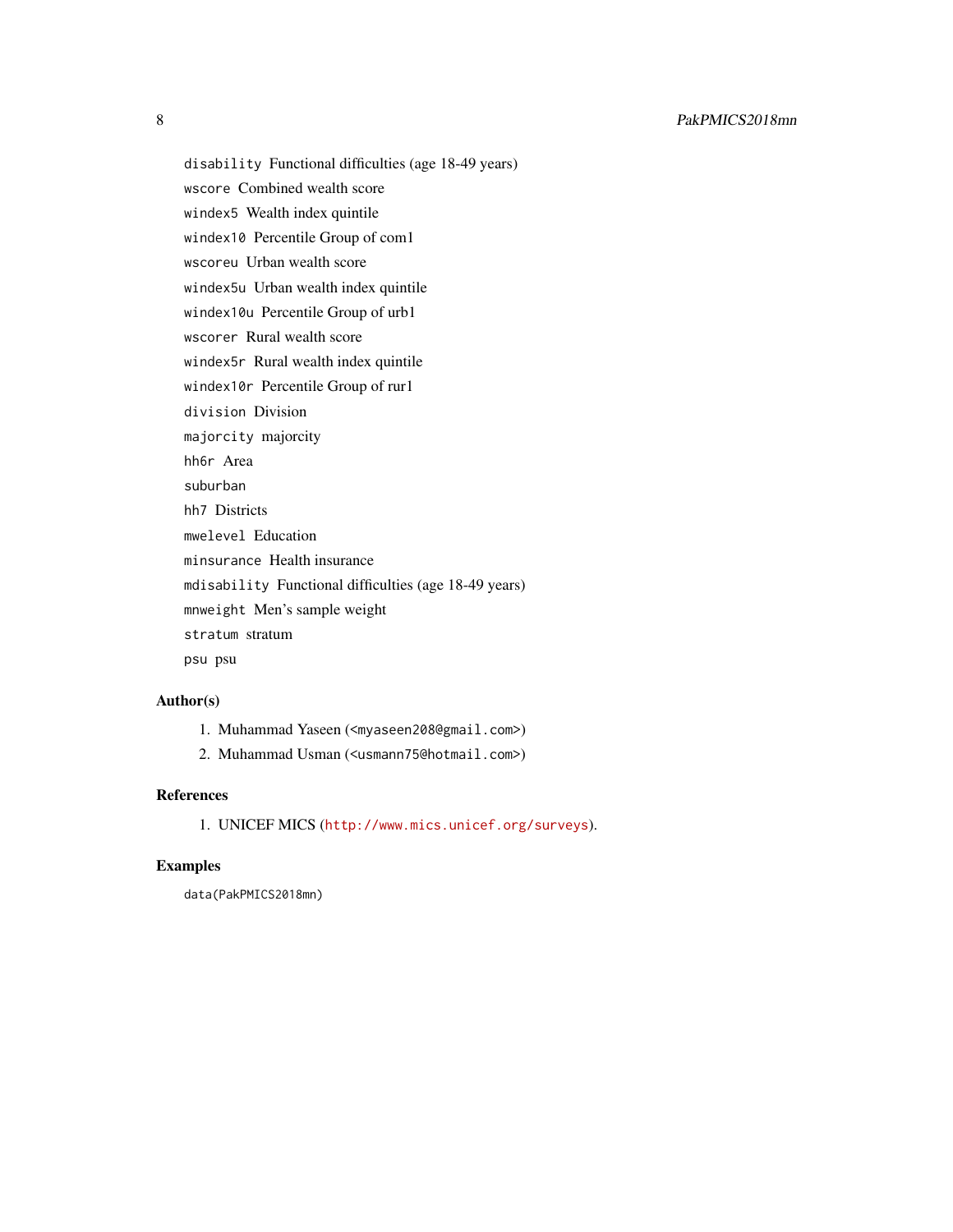`disability` Functional difficulties (age 18-49 years)

`wscore` Combined wealth score

`windex5` Wealth index quintile

`windex10` Percentile Group of com1

`wscoreu` Urban wealth score

`windex5u` Urban wealth index quintile

`windex10u` Percentile Group of urb1

`wscorer` Rural wealth score

`windex5r` Rural wealth index quintile

`windex10r` Percentile Group of rur1

`division` Division

`majorcity` majorcity

`hh6r` Area

`suburban`

`hh7` Districts

`mwelevel` Education

`minsurance` Health insurance

`mdisability` Functional difficulties (age 18-49 years)

`mnweight` Men's sample weight

`stratum` stratum

`psu` psu

## Author(s)

1. Muhammad Yaseen (<myaseen208@gmail.com>)
2. Muhammad Usman (<usmann75@hotmail.com>)

## References

1. UNICEF MICS (http://www.mics.unicef.org/surveys).

## Examples

```
data(PakPMICS2018mn)
```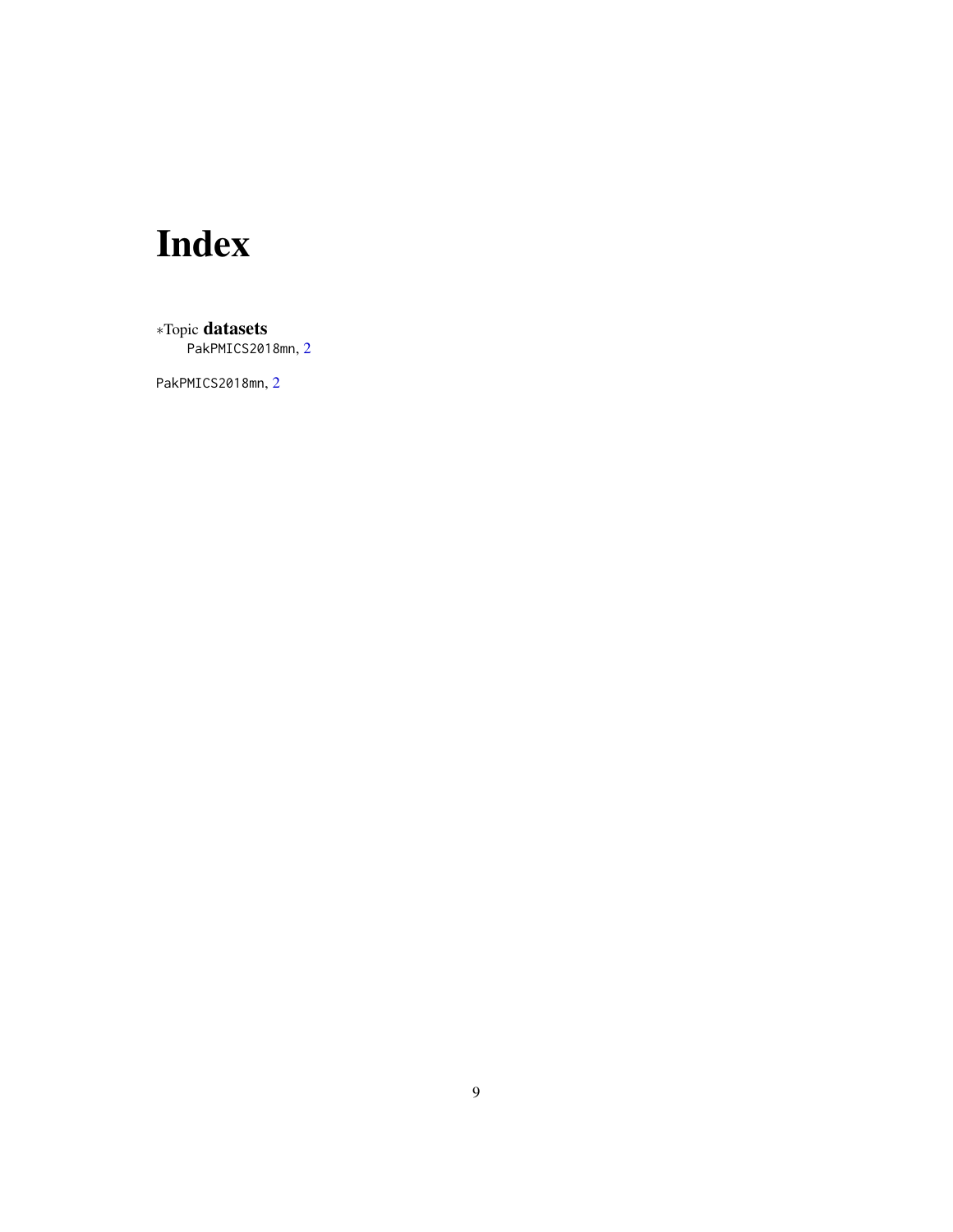# Index

*Topic **datasets**
    PakPMICS2018mn, 2

PakPMICS2018mn, 2